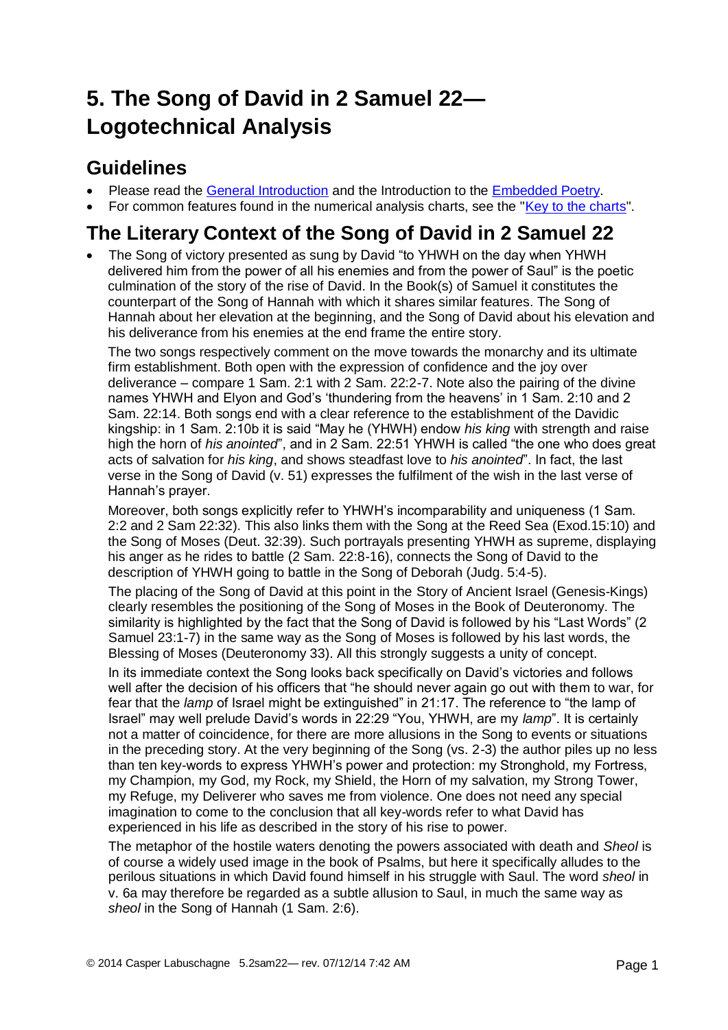# 5. The Song of David in 2 Samuel 22— Logotechnical Analysis

## Guidelines

- Please read the General Introduction and the Introduction to the Embedded Poetry.
- For common features found in the numerical analysis charts, see the "Key to the charts".

## The Literary Context of the Song of David in 2 Samuel 22

- The Song of victory presented as sung by David "to YHWH on the day when YHWH delivered him from the power of all his enemies and from the power of Saul" is the poetic culmination of the story of the rise of David. In the Book(s) of Samuel it constitutes the counterpart of the Song of Hannah with which it shares similar features. The Song of Hannah about her elevation at the beginning, and the Song of David about his elevation and his deliverance from his enemies at the end frame the entire story.

  The two songs respectively comment on the move towards the monarchy and its ultimate firm establishment. Both open with the expression of confidence and the joy over deliverance – compare 1 Sam. 2:1 with 2 Sam. 22:2-7. Note also the pairing of the divine names YHWH and Elyon and God's 'thundering from the heavens' in 1 Sam. 2:10 and 2 Sam. 22:14. Both songs end with a clear reference to the establishment of the Davidic kingship: in 1 Sam. 2:10b it is said "May he (YHWH) endow *his king* with strength and raise high the horn of *his anointed*", and in 2 Sam. 22:51 YHWH is called "the one who does great acts of salvation for *his king*, and shows steadfast love to *his anointed*". In fact, the last verse in the Song of David (v. 51) expresses the fulfilment of the wish in the last verse of Hannah's prayer.

  Moreover, both songs explicitly refer to YHWH's incomparability and uniqueness (1 Sam. 2:2 and 2 Sam 22:32). This also links them with the Song at the Reed Sea (Exod.15:10) and the Song of Moses (Deut. 32:39). Such portrayals presenting YHWH as supreme, displaying his anger as he rides to battle (2 Sam. 22:8-16), connects the Song of David to the description of YHWH going to battle in the Song of Deborah (Judg. 5:4-5).

  The placing of the Song of David at this point in the Story of Ancient Israel (Genesis-Kings) clearly resembles the positioning of the Song of Moses in the Book of Deuteronomy. The similarity is highlighted by the fact that the Song of David is followed by his "Last Words" (2 Samuel 23:1-7) in the same way as the Song of Moses is followed by his last words, the Blessing of Moses (Deuteronomy 33). All this strongly suggests a unity of concept.

  In its immediate context the Song looks back specifically on David's victories and follows well after the decision of his officers that "he should never again go out with them to war, for fear that the *lamp* of Israel might be extinguished" in 21:17. The reference to "the lamp of Israel" may well prelude David's words in 22:29 "You, YHWH, are my *lamp*". It is certainly not a matter of coincidence, for there are more allusions in the Song to events or situations in the preceding story. At the very beginning of the Song (vs. 2-3) the author piles up no less than ten key-words to express YHWH's power and protection: my Stronghold, my Fortress, my Champion, my God, my Rock, my Shield, the Horn of my salvation, my Strong Tower, my Refuge, my Deliverer who saves me from violence. One does not need any special imagination to come to the conclusion that all key-words refer to what David has experienced in his life as described in the story of his rise to power.

  The metaphor of the hostile waters denoting the powers associated with death and *Sheol* is of course a widely used image in the book of Psalms, but here it specifically alludes to the perilous situations in which David found himself in his struggle with Saul. The word *sheol* in v. 6a may therefore be regarded as a subtle allusion to Saul, in much the same way as *sheol* in the Song of Hannah (1 Sam. 2:6).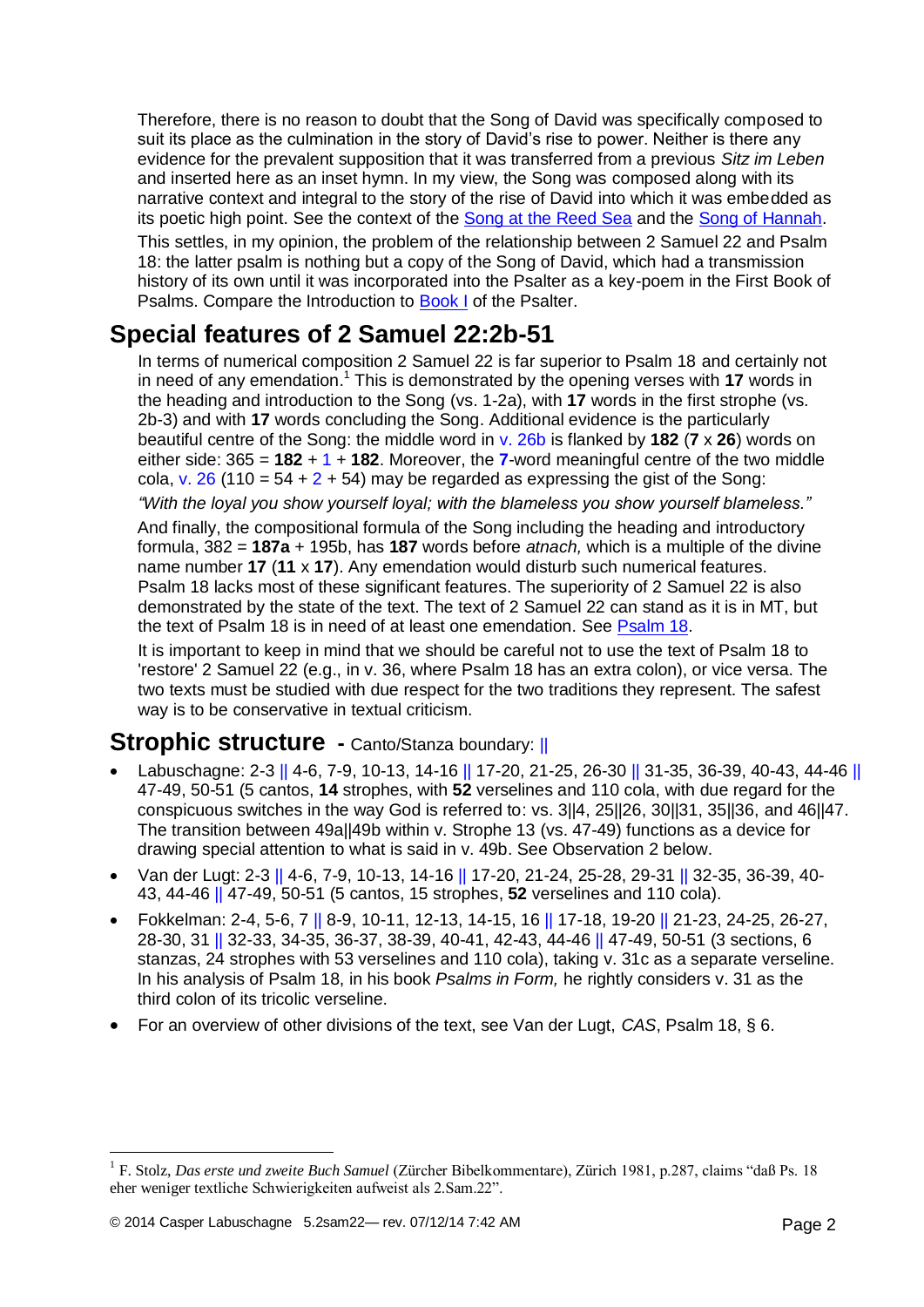Therefore, there is no reason to doubt that the Song of David was specifically composed to suit its place as the culmination in the story of David's rise to power. Neither is there any evidence for the prevalent supposition that it was transferred from a previous *Sitz im Leben* and inserted here as an inset hymn. In my view, the Song was composed along with its narrative context and integral to the story of the rise of David into which it was embedded as its poetic high point. See the context of the Song at the Reed Sea and the Song of Hannah.

This settles, in my opinion, the problem of the relationship between 2 Samuel 22 and Psalm 18: the latter psalm is nothing but a copy of the Song of David, which had a transmission history of its own until it was incorporated into the Psalter as a key-poem in the First Book of Psalms. Compare the Introduction to Book I of the Psalter.

## Special features of 2 Samuel 22:2b-51

In terms of numerical composition 2 Samuel 22 is far superior to Psalm 18 and certainly not in need of any emendation.[1] This is demonstrated by the opening verses with **17** words in the heading and introduction to the Song (vs. 1-2a), with **17** words in the first strophe (vs. 2b-3) and with **17** words concluding the Song. Additional evidence is the particularly beautiful centre of the Song: the middle word in v. 26b is flanked by **182** (**7** x **26**) words on either side: 365 = **182** + 1 + **182**. Moreover, the **7**-word meaningful centre of the two middle cola, v. 26 (110 = 54 + 2 + 54) may be regarded as expressing the gist of the Song:

*"With the loyal you show yourself loyal; with the blameless you show yourself blameless."*

And finally, the compositional formula of the Song including the heading and introductory formula, 382 = **187a** + 195b, has **187** words before *atnach,* which is a multiple of the divine name number **17** (**11** x **17**). Any emendation would disturb such numerical features. Psalm 18 lacks most of these significant features. The superiority of 2 Samuel 22 is also demonstrated by the state of the text. The text of 2 Samuel 22 can stand as it is in MT, but the text of Psalm 18 is in need of at least one emendation. See Psalm 18.

It is important to keep in mind that we should be careful not to use the text of Psalm 18 to 'restore' 2 Samuel 22 (e.g., in v. 36, where Psalm 18 has an extra colon), or vice versa. The two texts must be studied with due respect for the two traditions they represent. The safest way is to be conservative in textual criticism.

## Strophic structure - Canto/Stanza boundary: ||

- Labuschagne: 2-3 || 4-6, 7-9, 10-13, 14-16 || 17-20, 21-25, 26-30 || 31-35, 36-39, 40-43, 44-46 || 47-49, 50-51 (5 cantos, **14** strophes, with **52** verselines and 110 cola, with due regard for the conspicuous switches in the way God is referred to: vs. 3||4, 25||26, 30||31, 35||36, and 46||47. The transition between 49a||49b within v. Strophe 13 (vs. 47-49) functions as a device for drawing special attention to what is said in v. 49b. See Observation 2 below.
- Van der Lugt: 2-3 || 4-6, 7-9, 10-13, 14-16 || 17-20, 21-24, 25-28, 29-31 || 32-35, 36-39, 40-43, 44-46 || 47-49, 50-51 (5 cantos, 15 strophes, **52** verselines and 110 cola).
- Fokkelman: 2-4, 5-6, 7 || 8-9, 10-11, 12-13, 14-15, 16 || 17-18, 19-20 || 21-23, 24-25, 26-27, 28-30, 31 || 32-33, 34-35, 36-37, 38-39, 40-41, 42-43, 44-46 || 47-49, 50-51 (3 sections, 6 stanzas, 24 strophes with 53 verselines and 110 cola), taking v. 31c as a separate verseline. In his analysis of Psalm 18, in his book *Psalms in Form,* he rightly considers v. 31 as the third colon of its tricolic verseline.
- For an overview of other divisions of the text, see Van der Lugt, *CAS*, Psalm 18, § 6.

---

[1] F. Stolz, *Das erste und zweite Buch Samuel* (Zürcher Bibelkommentare), Zürich 1981, p.287, claims "daß Ps. 18 eher weniger textliche Schwierigkeiten aufweist als 2.Sam.22".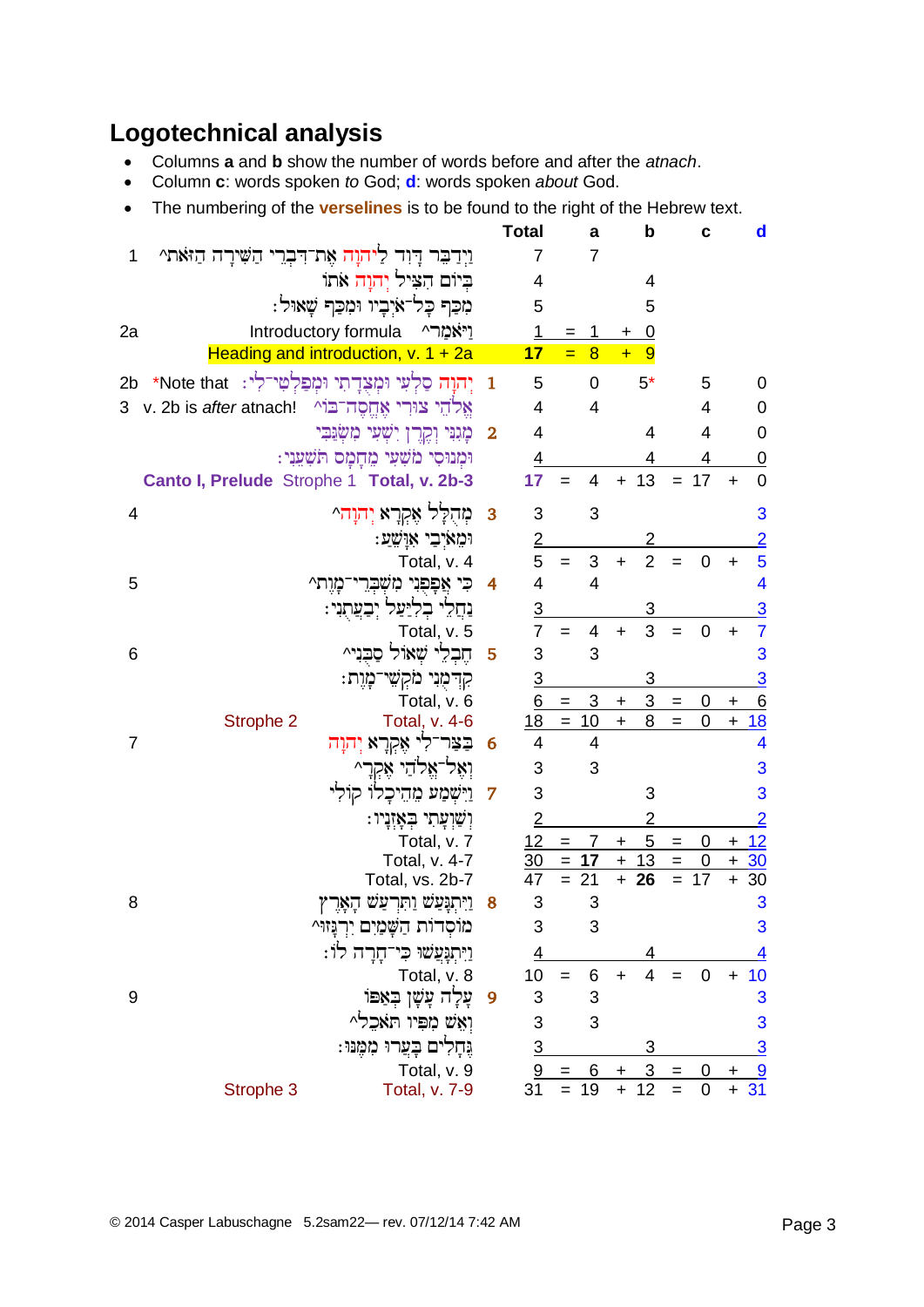## Logotechnical analysis

- Columns **a** and **b** show the number of words before and after the *atnach*.
- Column **c**: words spoken *to* God; **d**: words spoken *about* God.
- The numbering of the **verselines** is to be found to the right of the Hebrew text.

| | | | Total | | a | | b | | c | | d |
|---|---|---|---|---|---|---|---|---|---|---|---|
| 1 | וַיְדַבֵּר דָּוִד לַיהוָה אֶת־דִּבְרֵי הַשִּׁירָה הַזֹּאת^ | | 7 | | 7 | | | | | | |
| | בְּיוֹם הִצִּיל יְהוָה אֹתוֹ | | 4 | | | | 4 | | | | |
| | מִכַּף כָּל־אֹיְבָיו וּמִכַּף שָׁאוּל׃ | | 5 | | | | 5 | | | | |
| 2a | Introductory formula וַיֹּאמַר^ | | 1 | = | 1 | + | 0 | | | | |
| | **Heading and introduction, v. 1 + 2a** | | **17** | = | **8** | + | **9** | | | | |
| 2b | *Note that יְהוָה סַלְעִי וּמְצֻדָתִי וּמְפַלְטִי־לִי׃ | 1 | 5 | | 0 | | 5* | | 5 | | 0 |
| 3 | v. 2b is *after* atnach! אֱלֹהֵי צוּרִי אֶחֱסֶה־בּוֹ^ | | 4 | | 4 | | | | 4 | | 0 |
| | מָגִנִּי וְקֶרֶן יִשְׁעִי מִשְׂגַּבִּי | 2 | 4 | | | | 4 | | 4 | | 0 |
| | וּמְנוּסִי מֹשִׁעִי מֵחָמָס תֹּשִׁעֵנִי׃ | | 4 | | | | 4 | | 4 | | 0 |
| | **Canto I, Prelude** Strophe 1 **Total, v. 2b-3** | | **17** | = | 4 | + | 13 | = | 17 | + | 0 |
| 4 | מְהֻלָּל אֶקְרָא יְהוָה^ | 3 | 3 | | 3 | | | | | | 3 |
| | וּמֵאֹיְבַי אִוָּשֵׁעַ׃ | | 2 | | | | 2 | | | | 2 |
| | Total, v. 4 | | 5 | = | 3 | + | 2 | = | 0 | + | 5 |
| 5 | כִּי אֲפָפֻנִי מִשְׁבְּרֵי־מָוֶת^ | 4 | 4 | | 4 | | | | | | 4 |
| | נַחֲלֵי בְלִיַּעַל יְבַעֲתֻנִי׃ | | 3 | | | | 3 | | | | 3 |
| | Total, v. 5 | | 7 | = | 4 | + | 3 | = | 0 | + | 7 |
| 6 | חֶבְלֵי שְׁאוֹל סַבֻּנִי^ | 5 | 3 | | 3 | | | | | | 3 |
| | קִדְּמֻנִי מֹקְשֵׁי־מָוֶת׃ | | 3 | | | | 3 | | | | 3 |
| | Total, v. 6 | | 6 | = | 3 | + | 3 | = | 0 | + | 6 |
| | Strophe 2 Total, v. 4-6 | | 18 | = | 10 | + | 8 | = | 0 | + | 18 |
| 7 | בַּצַּר־לִי אֶקְרָא יְהוָה | 6 | 4 | | 4 | | | | | | 4 |
| | וְאֶל־אֱלֹהַי אֶקְרָא^ | | 3 | | 3 | | | | | | 3 |
| | וַיִּשְׁמַע מֵהֵיכָלוֹ קוֹלִי | 7 | 3 | | | | 3 | | | | 3 |
| | וְשַׁוְעָתִי בְּאָזְנָיו׃ | | 2 | | | | 2 | | | | 2 |
| | Total, v. 7 | | 12 | = | 7 | + | 5 | = | 0 | + | 12 |
| | Total, v. 4-7 | | 30 | = | **17** | + | 13 | = | 0 | + | 30 |
| | Total, vs. 2b-7 | | 47 | = | 21 | + | **26** | = | 17 | + | 30 |
| 8 | וַיִּתְגָּעַשׁ וַתִּרְעַשׁ הָאָרֶץ | 8 | 3 | | 3 | | | | | | 3 |
| | מוֹסְדוֹת הַשָּׁמַיִם יִרְגָּזוּ^ | | 3 | | 3 | | | | | | 3 |
| | וַיִּתְגָּעֲשׁוּ כִּי־חָרָה לוֹ׃ | | 4 | | | | 4 | | | | 4 |
| | Total, v. 8 | | 10 | = | 6 | + | 4 | = | 0 | + | 10 |
| 9 | עָלָה עָשָׁן בְּאַפּוֹ | 9 | 3 | | 3 | | | | | | 3 |
| | וְאֵשׁ מִפִּיו תֹּאכֵל^ | | 3 | | 3 | | | | | | 3 |
| | גֶּחָלִים בָּעֲרוּ מִמֶּנּוּ׃ | | 3 | | | | 3 | | | | 3 |
| | Total, v. 9 | | 9 | = | 6 | + | 3 | = | 0 | + | 9 |
| | Strophe 3 Total, v. 7-9 | | 31 | = | 19 | + | 12 | = | 0 | + | 31 |

© 2014 Casper Labuschagne 5.2sam22— rev. 07/12/14 7:42 AM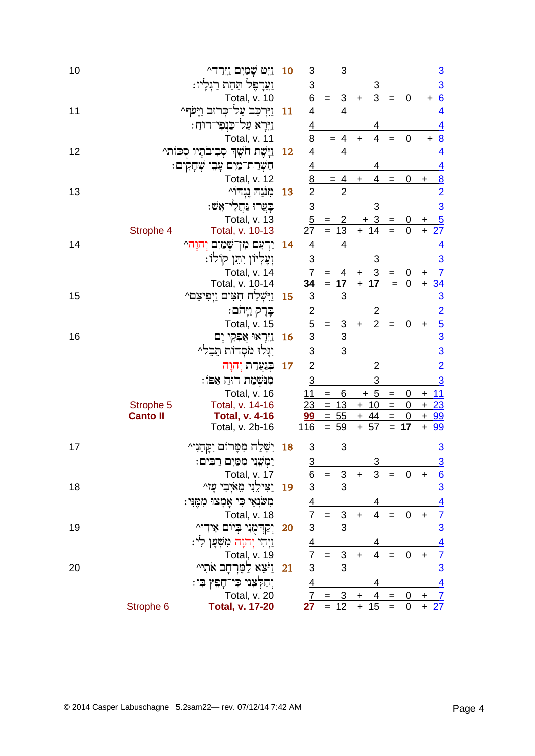| | | | | | | | | | | | | |
|---|---|---|---|---|---|---|---|---|---|---|---|---|
| 10 | | וַיֵּט שָׁמַיִם וַיֵּרַד^ | 10 | 3 | | 3 | | | | | | 3 |
| | | וַעֲרָפֶל תַּחַת רַגְלָיו׃ | | 3 | | | | 3 | | | | 3 |
| | | Total, v. 10 | | 6 | = | 3 | + | 3 | = | 0 | + | 6 |
| 11 | | וַיִּרְכַּב עַל־כְּרוּב וַיָּעֹף^ | 11 | 4 | | 4 | | | | | | 4 |
| | | וַיֵּרָא עַל־כַּנְפֵי־רוּחַ׃ | | 4 | | | | 4 | | | | 4 |
| | | Total, v. 11 | | 8 | = | 4 | + | 4 | = | 0 | + | 8 |
| 12 | | וַיָּשֶׁת חֹשֶׁךְ סְבִיבֹתָיו סֻכּוֹת^ | 12 | 4 | | 4 | | | | | | 4 |
| | | חַשְׁרַת־מַיִם עָבֵי שְׁחָקִים׃ | | 4 | | | | 4 | | | | 4 |
| | | Total, v. 12 | | 8 | = | 4 | + | 4 | = | 0 | + | 8 |
| 13 | | מִנֹּגַהּ נֶגְדּוֹ^ | 13 | 2 | | 2 | | | | | | 2 |
| | | בָּעֲרוּ גַּחֲלֵי־אֵשׁ׃ | | 3 | | | | 3 | | | | 3 |
| | | Total, v. 13 | | 5 | = | 2 | + | 3 | = | 0 | + | 5 |
| | Strophe 4 | Total, v. 10-13 | | 27 | = | 13 | + | 14 | = | 0 | + | 27 |
| 14 | | יַרְעֵם מִן־שָׁמַיִם יְהוָה^ | 14 | 4 | | 4 | | | | | | 4 |
| | | וְעֶלְיוֹן יִתֵּן קוֹלוֹ׃ | | 3 | | | | 3 | | | | 3 |
| | | Total, v. 14 | | 7 | = | 4 | + | 3 | = | 0 | + | 7 |
| | | Total, v. 10-14 | | **34** | = | **17** | + | **17** | = | 0 | + | 34 |
| 15 | | וַיִּשְׁלַח חִצִּים וַיְפִיצֵם^ | 15 | 3 | | 3 | | | | | | 3 |
| | | בָּרָק וַיָּהֹם׃ | | 2 | | | | 2 | | | | 2 |
| | | Total, v. 15 | | 5 | = | 3 | + | 2 | = | 0 | + | 5 |
| 16 | | וַיֵּרָאוּ אֲפִקֵי יָם | 16 | 3 | | 3 | | | | | | 3 |
| | | יִגָּלוּ מֹסְדוֹת תֵּבֵל^ | | 3 | | 3 | | | | | | 3 |
| | | בְּגַעֲרַת יְהוָה | 17 | 2 | | | | 2 | | | | 2 |
| | | מִנִּשְׁמַת רוּחַ אַפּוֹ׃ | | 3 | | | | 3 | | | | 3 |
| | | Total, v. 16 | | 11 | = | 6 | + | 5 | = | 0 | + | 11 |
| | Strophe 5 | Total, v. 14-16 | | 23 | = | 13 | + | 10 | = | 0 | + | 23 |
| | **Canto II** | **Total, v. 4-16** | | **99** | = | 55 | + | 44 | = | 0 | + | 99 |
| | | Total, v. 2b-16 | | 116 | = | 59 | + | 57 | = | **17** | + | 99 |
| 17 | | יִשְׁלַח מִמָּרוֹם יִקָּחֵנִי^ | 18 | 3 | | 3 | | | | | | 3 |
| | | יַמְשֵׁנִי מִמַּיִם רַבִּים׃ | | 3 | | | | 3 | | | | 3 |
| | | Total, v. 17 | | 6 | = | 3 | + | 3 | = | 0 | + | 6 |
| 18 | | יַצִּילֵנִי מֵאֹיְבִי עָז^ | 19 | 3 | | 3 | | | | | | 3 |
| | | מִשֹּׂנְאַי כִּי אָמְצוּ מִמֶּנִּי׃ | | 4 | | | | 4 | | | | 4 |
| | | Total, v. 18 | | 7 | = | 3 | + | 4 | = | 0 | + | 7 |
| 19 | | יְקַדְּמֻנִי בְּיוֹם אֵידִי^ | 20 | 3 | | 3 | | | | | | 3 |
| | | וַיְהִי יְהוָה מִשְׁעָן לִי׃ | | 4 | | | | 4 | | | | 4 |
| | | Total, v. 19 | | 7 | = | 3 | + | 4 | = | 0 | + | 7 |
| 20 | | וַיֹּצֵא לַמֶּרְחָב אֹתִי^ | 21 | 3 | | 3 | | | | | | 3 |
| | | יְחַלְּצֵנִי כִּי־חָפֵץ בִּי׃ | | 4 | | | | 4 | | | | 4 |
| | | Total, v. 20 | | 7 | = | 3 | + | 4 | = | 0 | + | 7 |
| | Strophe 6 | **Total, v. 17-20** | | **27** | = | 12 | + | 15 | = | 0 | + | 27 |

© 2014 Casper Labuschagne 5.2sam22— rev. 07/12/14 7:42 AM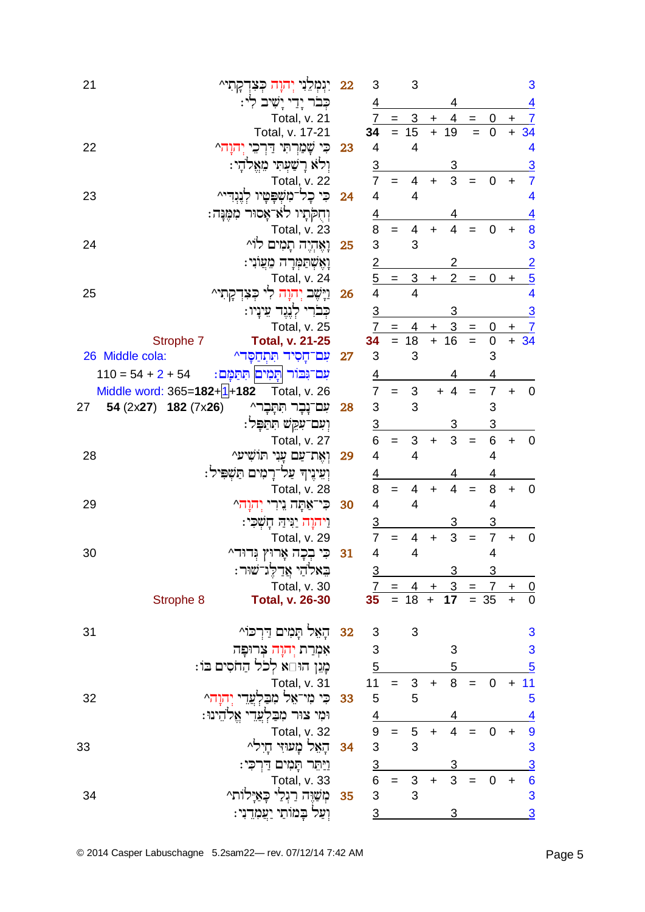| | | Heb. v. | Words | | | | | | | | | |
|---|---|---|---|---|---|---|---|---|---|---|---|---|
| 21 | יִגְמְלֵנִי יְהוָה כְּצִדְקָתִי^ | 22 | 3 | | 3 | | | | | | 3 |
| | כְּבֹר יָדַי יָשִׁיב לִי׃ | | 4 | | | | 4 | | | | 4 |
| | Total, v. 21 | | 7 | = | 3 | + | 4 | = | 0 | + | 7 |
| | Total, v. 17-21 | | **34** | = | 15 | + | 19 | = | 0 | + | 34 |
| 22 | כִּי שָׁמַרְתִּי דַּרְכֵי יְהוָה^ | 23 | 4 | | 4 | | | | | | 4 |
| | וְלֹא רָשַׁעְתִּי מֵאֱלֹהָי׃ | | 3 | | | | 3 | | | | 3 |
| | Total, v. 22 | | 7 | = | 4 | + | 3 | = | 0 | + | 7 |
| 23 | כִּי כָל־מִשְׁפָּטָיו לְנֶגְדִּי^ | 24 | 4 | | 4 | | | | | | 4 |
| | וְחֻקֹּתָיו לֹא־אָסוּר מִמֶּנָּה׃ | | 4 | | | | 4 | | | | 4 |
| | Total, v. 23 | | 8 | = | 4 | + | 4 | = | 0 | + | 8 |
| 24 | וָאֶהְיֶה תָמִים לוֹ^ | 25 | 3 | | 3 | | | | | | 3 |
| | וָאֶשְׁתַּמְּרָה מֵעֲוֹנִי׃ | | 2 | | | | 2 | | | | 2 |
| | Total, v. 24 | | 5 | = | 3 | + | 2 | = | 0 | + | 5 |
| 25 | וַיָּשֶׁב יְהוָה לִי כְּצִדְקָתִי^ | 26 | 4 | | 4 | | | | | | 4 |
| | כְּבֹרִי לְנֶגֶד עֵינָיו׃ | | 3 | | | | 3 | | | | 3 |
| | Total, v. 25 | | 7 | = | 4 | + | 3 | = | 0 | + | 7 |
| Strophe 7 | **Total, v. 21-25** | | **34** | = | 18 | + | 16 | = | 0 | + | 34 |
| 26 Middle cola: | עִם־חָסִיד תִּתְחַסָּד^ | 27 | 3 | | 3 | | | | 3 | | |
| 110 = 54 + 2 + 54 | עִם־גִּבּוֹר [תָּמִים] תִּתַּמָּם׃ | | 4 | | | | 4 | | 4 | | |
| Middle word: 365=**182**+[1]+**182** | Total, v. 26 | | 7 | = | 3 | + | 4 | = | 7 | + | 0 |
| 27 **54** (2x**27**) **182** (7x**26**) | עִם־נָבָר תִּתָּבָר^ | 28 | 3 | | 3 | | | | 3 | | |
| | וְעִם־עִקֵּשׁ תִּתַּפָּל׃ | | 3 | | | | 3 | | 3 | | |
| | Total, v. 27 | | 6 | = | 3 | + | 3 | = | 6 | + | 0 |
| 28 | וְאֶת־עַם עָנִי תּוֹשִׁיעַ^ | 29 | 4 | | 4 | | | | 4 | | |
| | וְעֵינֶיךָ עַל־רָמִים תַּשְׁפִּיל׃ | | 4 | | | | 4 | | 4 | | |
| | Total, v. 28 | | 8 | = | 4 | + | 4 | = | 8 | + | 0 |
| 29 | כִּי־אַתָּה נֵירִי יְהוָה^ | 30 | 4 | | 4 | | | | 4 | | |
| | וַיהוָה יַגִּיהַּ חָשְׁכִּי׃ | | 3 | | | | 3 | | 3 | | |
| | Total, v. 29 | | 7 | = | 4 | + | 3 | = | 7 | + | 0 |
| 30 | כִּי בְכָה אָרוּץ גְּדוּד^ | 31 | 4 | | 4 | | | | 4 | | |
| | בֵּאלֹהַי אֲדַלֶּג־שׁוּר׃ | | 3 | | | | 3 | | 3 | | |
| | Total, v. 30 | | 7 | = | 4 | + | 3 | = | 7 | + | 0 |
| Strophe 8 | **Total, v. 26-30** | | **35** | = | 18 | + | **17** | = | 35 | + | 0 |
| 31 | הָאֵל תָּמִים דַּרְכּוֹ^ | 32 | 3 | | 3 | | | | | | 3 |
| | אִמְרַת יְהוָה צְרוּפָה | | 3 | | | | 3 | | | | 3 |
| | מָגֵן הוּא לְכֹל הַחֹסִים בּוֹ׃ | | 5 | | | | 5 | | | | 5 |
| | Total, v. 31 | | 11 | = | 3 | + | 8 | = | 0 | + | 11 |
| 32 | כִּי מִי־אֵל מִבַּלְעֲדֵי יְהוָה^ | 33 | 5 | | 5 | | | | | | 5 |
| | וּמִי צוּר מִבַּלְעֲדֵי אֱלֹהֵינוּ׃ | | 4 | | | | 4 | | | | 4 |
| | Total, v. 32 | | 9 | = | 5 | + | 4 | = | 0 | + | 9 |
| 33 | הָאֵל מָעוּזִּי חָיִל^ | 34 | 3 | | 3 | | | | | | 3 |
| | וַיַּתֵּר תָּמִים דַּרְכִּי׃ | | 3 | | | | 3 | | | | 3 |
| | Total, v. 33 | | 6 | = | 3 | + | 3 | = | 0 | + | 6 |
| 34 | מְשַׁוֶּה רַגְלַי כָּאַיָּלוֹת^ | 35 | 3 | | 3 | | | | | | 3 |
| | וְעַל בָּמוֹתַי יַעֲמִדֵנִי׃ | | 3 | | | | 3 | | | | 3 |

© 2014 Casper Labuschagne 5.2sam22— rev. 07/12/14 7:42 AM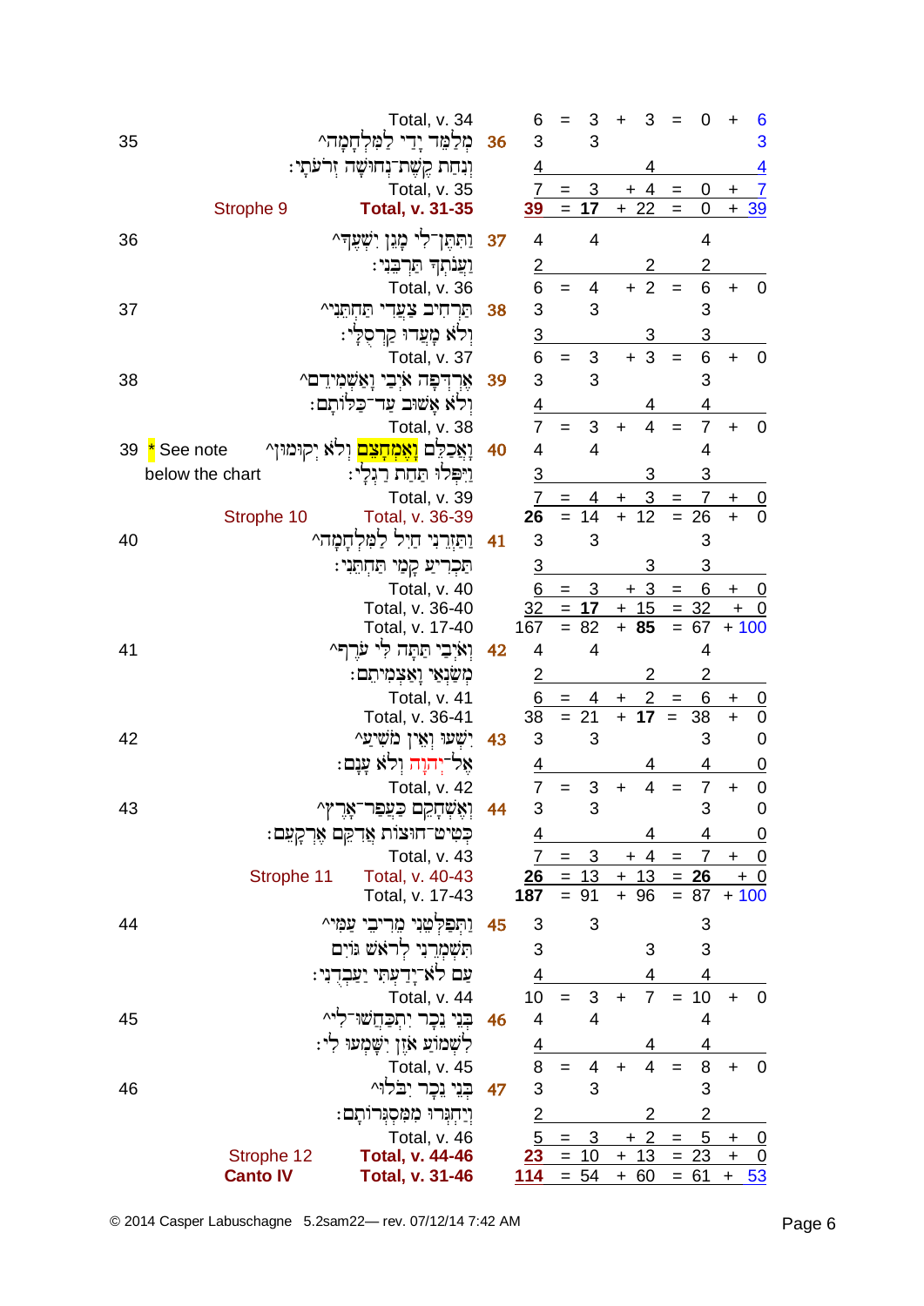| Verse | Text | Ps 18 | Words | = | Before atnah | + | After atnah | = | Non-divine speech | + | Divine speech |
|---|---|---|---|---|---|---|---|---|---|---|---|
| | Total, v. 34 | | 6 | = | 3 | + | 3 | = | 0 | + | 6 |
| 35 | מְלַמֵּד יָדַי לַמִּלְחָמָה^ | 36 | 3 | | 3 | | | | | | 3 |
| | וְנִחַת קֶשֶׁת־נְחוּשָׁה זְרֹעֹתָי׃ | | 4 | | | | 4 | | | | 4 |
| | Total, v. 35 | | 7 | = | 3 | + | 4 | = | 0 | + | 7 |
| Strophe 9 | Total, v. 31-35 | | 39 | = | 17 | + | 22 | = | 0 | + | 39 |
| 36 | וַתִּתֶּן־לִי מָגֵן יִשְׁעֶךָ^ | 37 | 4 | | 4 | | | | 4 | | |
| | וַעֲנֹתְךָ תַּרְבֵּנִי׃ | | 2 | | | | 2 | | 2 | | |
| | Total, v. 36 | | 6 | = | 4 | + | 2 | = | 6 | + | 0 |
| 37 | תַּרְחִיב צַעֲדִי תַּחְתֵּנִי^ | 38 | 3 | | 3 | | | | 3 | | |
| | וְלֹא מָעֲדוּ קַרְסֻלָּי׃ | | 3 | | | | 3 | | 3 | | |
| | Total, v. 37 | | 6 | = | 3 | + | 3 | = | 6 | + | 0 |
| 38 | אֶרְדְּפָה אֹיְבַי וָאַשְׁמִידֵם^ | 39 | 3 | | 3 | | | | 3 | | |
| | וְלֹא אָשׁוּב עַד־כַּלּוֹתָם׃ | | 4 | | | | 4 | | 4 | | |
| | Total, v. 38 | | 7 | = | 3 | + | 4 | = | 7 | + | 0 |
| 39 * See note below the chart | וָאֲכַלֵּם וָאֶמְחָצֵם וְלֹא יְקוּמוּן^ | 40 | 4 | | 4 | | | | 4 | | |
| | וַיִּפְּלוּ תַּחַת רַגְלָי׃ | | 3 | | | | 3 | | 3 | | |
| | Total, v. 39 | | 7 | = | 4 | + | 3 | = | 7 | + | 0 |
| Strophe 10 | Total, v. 36-39 | | 26 | = | 14 | + | 12 | = | 26 | + | 0 |
| 40 | וַתַּזְרֵנִי חַיִל לַמִּלְחָמָה^ | 41 | 3 | | 3 | | | | 3 | | |
| | תַּכְרִיעַ קָמַי תַּחְתֵּנִי׃ | | 3 | | | | 3 | | 3 | | |
| | Total, v. 40 | | 6 | = | 3 | + | 3 | = | 6 | + | 0 |
| | Total, v. 36-40 | | 32 | = | 17 | + | 15 | = | 32 | + | 0 |
| | Total, v. 17-40 | | 167 | = | 82 | + | 85 | = | 67 | + | 100 |
| 41 | וְאֹיְבַי תַּתָּה לִּי עֹרֶף^ | 42 | 4 | | 4 | | | | 4 | | |
| | מְשַׂנְאַי וָאַצְמִיתֵם׃ | | 2 | | | | 2 | | 2 | | |
| | Total, v. 41 | | 6 | = | 4 | + | 2 | = | 6 | + | 0 |
| | Total, v. 36-41 | | 38 | = | 21 | + | 17 | = | 38 | + | 0 |
| 42 | יִשְׁעוּ וְאֵין מֹשִׁיעַ^ | 43 | 3 | | 3 | | | | 3 | | 0 |
| | אֶל־יְהוָה וְלֹא עָנָם׃ | | 4 | | | | 4 | | 4 | | 0 |
| | Total, v. 42 | | 7 | = | 3 | + | 4 | = | 7 | + | 0 |
| 43 | וְאֶשְׁחָקֵם כַּעֲפַר־אָרֶץ^ | 44 | 3 | | 3 | | | | 3 | | 0 |
| | כְּטִיט־חוּצוֹת אֲדִקֵּם אֶרְקָעֵם׃ | | 4 | | | | 4 | | 4 | | 0 |
| | Total, v. 43 | | 7 | = | 3 | + | 4 | = | 7 | + | 0 |
| Strophe 11 | Total, v. 40-43 | | 26 | = | 13 | + | 13 | = | 26 | + | 0 |
| | Total, v. 17-43 | | 187 | = | 91 | + | 96 | = | 87 | + | 100 |
| 44 | וַתְּפַלְּטֵנִי מֵרִיבֵי עַמִּי^ | 45 | 3 | | 3 | | | | 3 | | |
| | תִּשְׁמְרֵנִי לְרֹאשׁ גּוֹיִם | | 3 | | | | 3 | | 3 | | |
| | עַם לֹא־יָדַעְתִּי יַעַבְדֻנִי׃ | | 4 | | | | 4 | | 4 | | |
| | Total, v. 44 | | 10 | = | 3 | + | 7 | = | 10 | + | 0 |
| 45 | בְּנֵי נֵכָר יִתְכַּחֲשׁוּ־לִי^ | 46 | 4 | | 4 | | | | 4 | | |
| | לִשְׁמוֹעַ אֹזֶן יִשָּׁמְעוּ לִי׃ | | 4 | | | | 4 | | 4 | | |
| | Total, v. 45 | | 8 | = | 4 | + | 4 | = | 8 | + | 0 |
| 46 | בְּנֵי נֵכָר יִבֹּלוּ^ | 47 | 3 | | 3 | | | | 3 | | |
| | וְיַחְגְּרוּ מִמִּסְגְּרוֹתָם׃ | | 2 | | | | 2 | | 2 | | |
| | Total, v. 46 | | 5 | = | 3 | + | 2 | = | 5 | + | 0 |
| Strophe 12 | **Total, v. 44-46** | | 23 | = | 10 | + | 13 | = | 23 | + | 0 |
| **Canto IV** | **Total, v. 31-46** | | 114 | = | 54 | + | 60 | = | 61 | + | 53 |

© 2014 Casper Labuschagne 5.2sam22— rev. 07/12/14 7:42 AM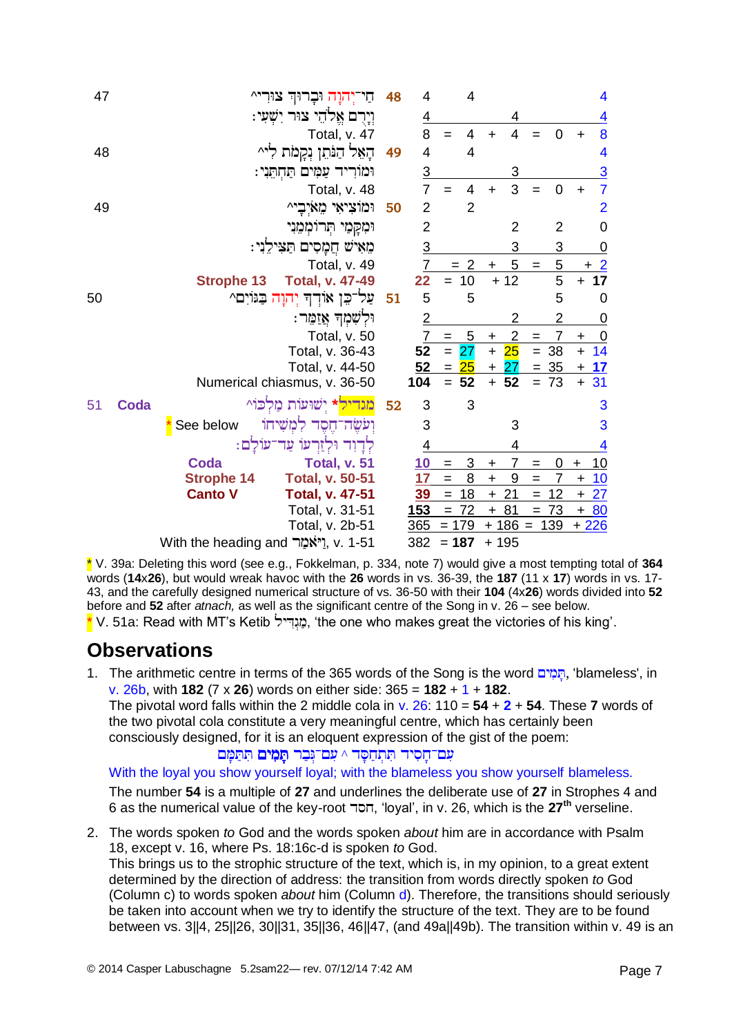| | | | | | | | | | | | |
|---|---|---|---|---|---|---|---|---|---|---|---|
| 47 | חַי־יְהוָה וּבָרוּךְ צוּרִי^ | 48 | 4 | | 4 | | | | | | 4 |
| | וְיָרֻם אֱלֹהֵי צוּר יִשְׁעִי׃ | | 4 | | | | 4 | | | | 4 |
| | Total, v. 47 | | 8 | = | 4 | + | 4 | = | 0 | + | 8 |
| 48 | הָאֵל הַנֹּתֵן נְקָמֹת לִי^ | 49 | 4 | | 4 | | | | | | 4 |
| | וּמוֹרִיד עַמִּים תַּחְתֵּנִי׃ | | 3 | | | | 3 | | | | 3 |
| | Total, v. 48 | | 7 | = | 4 | + | 3 | = | 0 | + | 7 |
| 49 | וּמוֹצִיאִי מֵאֹיְבָי^ | 50 | 2 | | 2 | | | | | | 2 |
| | וּמִקָּמַי תְּרוֹמְמֵנִי | | 2 | | | | 2 | | 2 | | 0 |
| | מֵאִישׁ חֲמָסִים תַּצִּילֵנִי׃ | | 3 | | | | 3 | | 3 | | 0 |
| | Total, v. 49 | | 7 | = | 2 | + | 5 | = | 5 | + | 2 |
| | **Strophe 13 Total, v. 47-49** | | **22** | = | 10 | + | 12 | | 5 | + | **17** |
| 50 | עַל־כֵּן אוֹדְךָ יְהוָה בַּגּוֹיִם^ | 51 | 5 | | 5 | | | | 5 | | 0 |
| | וּלְשִׁמְךָ אֲזַמֵּר׃ | | 2 | | | | 2 | | 2 | | 0 |
| | Total, v. 50 | | 7 | = | 5 | + | 2 | = | 7 | + | 0 |
| | Total, v. 36-43 | | **52** | = | 27 | + | 25 | = | 38 | + | 14 |
| | Total, v. 44-50 | | **52** | = | 25 | + | 27 | = | 35 | + | **17** |
| | Numerical chiasmus, v. 36-50 | | **104** | = | **52** | + | **52** | = | 73 | + | 31 |
| 51 **Coda** | מגדיל* יְשׁוּעוֹת מַלְכּוֹ^ | 52 | 3 | | 3 | | | | | | 3 |
| | * See below וְעֹשֶׂה־חֶסֶד לִמְשִׁיחוֹ | | 3 | | | | 3 | | | | 3 |
| | לְדָוִד וּלְזַרְעוֹ עַד־עוֹלָם׃ | | 4 | | | | 4 | | | | 4 |
| | **Coda** Total, v. 51 | | 10 | = | 3 | + | 7 | = | 0 | + | 10 |
| | **Strophe 14** Total, v. 50-51 | | 17 | = | 8 | + | 9 | = | 7 | + | 10 |
| | **Canto V** **Total, v. 47-51** | | 39 | = | 18 | + | 21 | = | 12 | + | 27 |
| | Total, v. 31-51 | | 153 | = | 72 | + | 81 | = | 73 | + | 80 |
| | Total, v. 2b-51 | | 365 | = | 179 | + | 186 | = | 139 | + | 226 |
| | With the heading and וַיֹּאמַר, v. 1-51 | | 382 | = | **187** | + | 195 | | | | |

\* V. 39a: Deleting this word (see e.g., Fokkelman, p. 334, note 7) would give a most tempting total of **364** words (**14**x**26**), but would wreak havoc with the **26** words in vs. 36-39, the **187** (11 x **17**) words in vs. 17-43, and the carefully designed numerical structure of vs. 36-50 with their **104** (4x**26**) words divided into **52** before and **52** after *atnach,* as well as the significant centre of the Song in v. 26 – see below.

\* V. 51a: Read with MT's Ketib מַגְדִּיל, 'the one who makes great the victories of his king'.

## Observations

1. The arithmetic centre in terms of the 365 words of the Song is the word תָּמִים, 'blameless', in v. 26b, with **182** (7 x **26**) words on either side: 365 = **182** + 1 + **182**.
   The pivotal word falls within the 2 middle cola in v. 26: 110 = **54** + **2** + **54**. These **7** words of the two pivotal cola constitute a very meaningful centre, which has certainly been consciously designed, for it is an eloquent expression of the gist of the poem:
   עִם־חָסִיד תִּתְחַסָּד ^ עִם־גְּבַר תָּמִים תִּתַּמָּם
   With the loyal you show yourself loyal; with the blameless you show yourself blameless.
   The number **54** is a multiple of **27** and underlines the deliberate use of **27** in Strophes 4 and 6 as the numerical value of the key-root חסד, 'loyal', in v. 26, which is the **27**th verseline.

2. The words spoken *to* God and the words spoken *about* him are in accordance with Psalm 18, except v. 16, where Ps. 18:16c-d is spoken *to* God.
   This brings us to the strophic structure of the text, which is, in my opinion, to a great extent determined by the direction of address: the transition from words directly spoken *to* God (Column c) to words spoken *about* him (Column d). Therefore, the transitions should seriously be taken into account when we try to identify the structure of the text. They are to be found between vs. 3||4, 25||26, 30||31, 35||36, 46||47, (and 49a||49b). The transition within v. 49 is an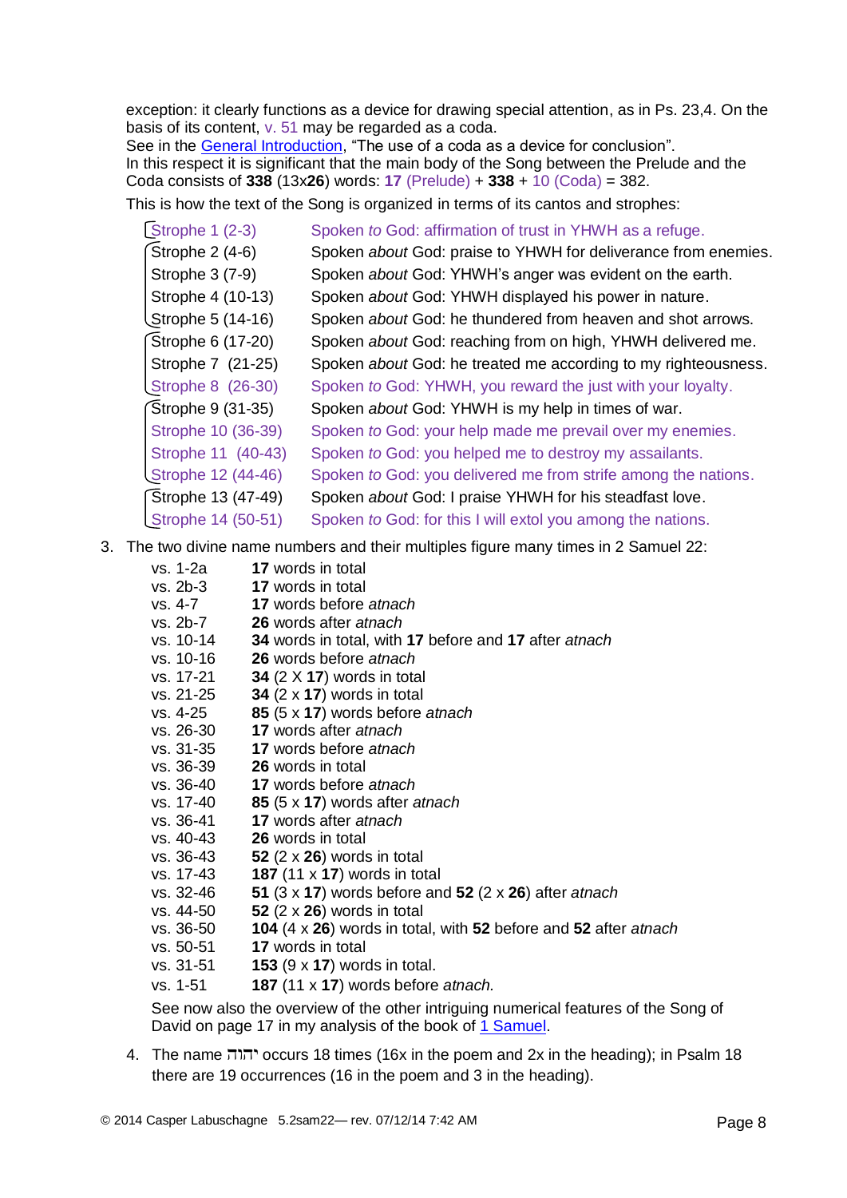exception: it clearly functions as a device for drawing special attention, as in Ps. 23,4. On the basis of its content, v. 51 may be regarded as a coda.
See in the General Introduction, "The use of a coda as a device for conclusion".
In this respect it is significant that the main body of the Song between the Prelude and the Coda consists of **338** (13x**26**) words: **17** (Prelude) + **338** + 10 (Coda) = 382.

This is how the text of the Song is organized in terms of its cantos and strophes:

| | |
|---|---|
| Strophe 1 (2-3) | Spoken *to* God: affirmation of trust in YHWH as a refuge. |
| Strophe 2 (4-6) | Spoken *about* God: praise to YHWH for deliverance from enemies. |
| Strophe 3 (7-9) | Spoken *about* God: YHWH's anger was evident on the earth. |
| Strophe 4 (10-13) | Spoken *about* God: YHWH displayed his power in nature. |
| Strophe 5 (14-16) | Spoken *about* God: he thundered from heaven and shot arrows. |
| Strophe 6 (17-20) | Spoken *about* God: reaching from on high, YHWH delivered me. |
| Strophe 7 (21-25) | Spoken *about* God: he treated me according to my righteousness. |
| Strophe 8 (26-30) | Spoken *to* God: YHWH, you reward the just with your loyalty. |
| Strophe 9 (31-35) | Spoken *about* God: YHWH is my help in times of war. |
| Strophe 10 (36-39) | Spoken *to* God: your help made me prevail over my enemies. |
| Strophe 11 (40-43) | Spoken *to* God: you helped me to destroy my assailants. |
| Strophe 12 (44-46) | Spoken *to* God: you delivered me from strife among the nations. |
| Strophe 13 (47-49) | Spoken *about* God: I praise YHWH for his steadfast love. |
| Strophe 14 (50-51) | Spoken *to* God: for this I will extol you among the nations. |

3. The two divine name numbers and their multiples figure many times in 2 Samuel 22:

| | |
|---|---|
| vs. 1-2a | **17** words in total |
| vs. 2b-3 | **17** words in total |
| vs. 4-7 | **17** words before *atnach* |
| vs. 2b-7 | **26** words after *atnach* |
| vs. 10-14 | **34** words in total, with **17** before and **17** after *atnach* |
| vs. 10-16 | **26** words before *atnach* |
| vs. 17-21 | **34** (2 X **17**) words in total |
| vs. 21-25 | **34** (2 x **17**) words in total |
| vs. 4-25 | **85** (5 x **17**) words before *atnach* |
| vs. 26-30 | **17** words after *atnach* |
| vs. 31-35 | **17** words before *atnach* |
| vs. 36-39 | **26** words in total |
| vs. 36-40 | **17** words before *atnach* |
| vs. 17-40 | **85** (5 x **17**) words after *atnach* |
| vs. 36-41 | **17** words after *atnach* |
| vs. 40-43 | **26** words in total |
| vs. 36-43 | **52** (2 x **26**) words in total |
| vs. 17-43 | **187** (11 x **17**) words in total |
| vs. 32-46 | **51** (3 x **17**) words before and **52** (2 x **26**) after *atnach* |
| vs. 44-50 | **52** (2 x **26**) words in total |
| vs. 36-50 | **104** (4 x **26**) words in total, with **52** before and **52** after *atnach* |
| vs. 50-51 | **17** words in total |
| vs. 31-51 | **153** (9 x **17**) words in total. |
| vs. 1-51 | **187** (11 x **17**) words before *atnach.* |

See now also the overview of the other intriguing numerical features of the Song of David on page 17 in my analysis of the book of 1 Samuel.

4. The name יהוה occurs 18 times (16x in the poem and 2x in the heading); in Psalm 18 there are 19 occurrences (16 in the poem and 3 in the heading).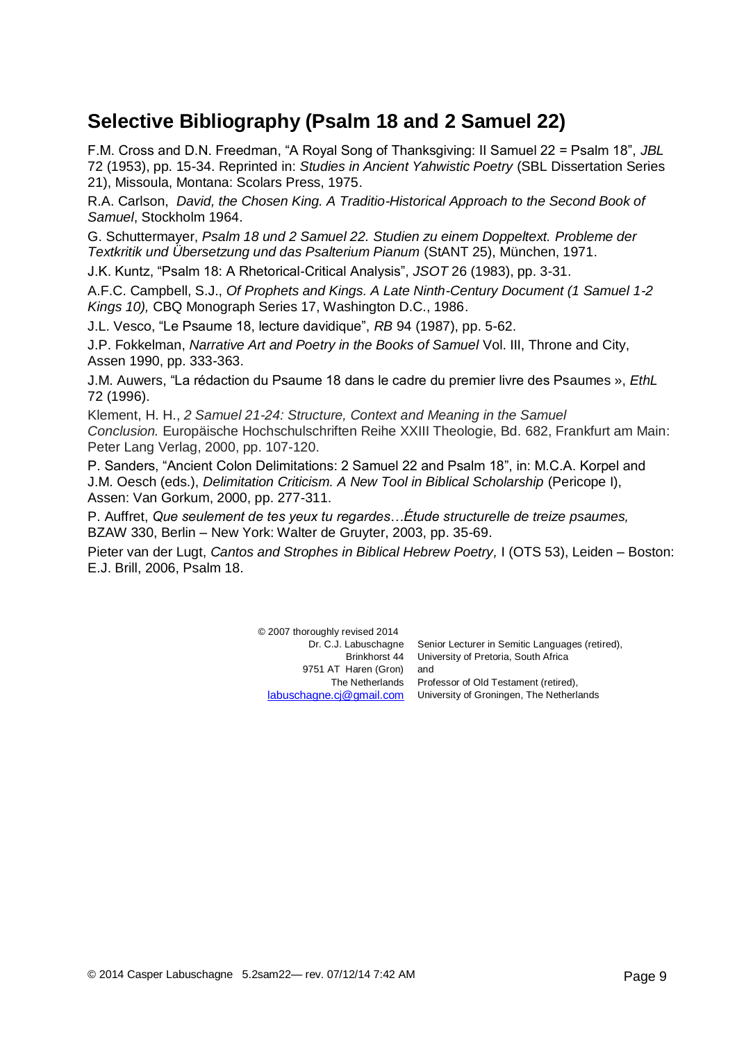## Selective Bibliography (Psalm 18 and 2 Samuel 22)

F.M. Cross and D.N. Freedman, "A Royal Song of Thanksgiving: II Samuel 22 = Psalm 18", *JBL* 72 (1953), pp. 15-34. Reprinted in: *Studies in Ancient Yahwistic Poetry* (SBL Dissertation Series 21), Missoula, Montana: Scolars Press, 1975.

R.A. Carlson, *David, the Chosen King. A Traditio-Historical Approach to the Second Book of Samuel*, Stockholm 1964.

G. Schuttermayer, *Psalm 18 und 2 Samuel 22. Studien zu einem Doppeltext. Probleme der Textkritik und Übersetzung und das Psalterium Pianum* (StANT 25), München, 1971.

J.K. Kuntz, "Psalm 18: A Rhetorical-Critical Analysis", *JSOT* 26 (1983), pp. 3-31.

A.F.C. Campbell, S.J., *Of Prophets and Kings. A Late Ninth-Century Document (1 Samuel 1-2 Kings 10),* CBQ Monograph Series 17, Washington D.C., 1986.

J.L. Vesco, "Le Psaume 18, lecture davidique", *RB* 94 (1987), pp. 5-62.

J.P. Fokkelman, *Narrative Art and Poetry in the Books of Samuel* Vol. III, Throne and City, Assen 1990, pp. 333-363.

J.M. Auwers, "La rédaction du Psaume 18 dans le cadre du premier livre des Psaumes », *EthL* 72 (1996).

Klement, H. H., *2 Samuel 21-24: Structure, Context and Meaning in the Samuel Conclusion.* Europäische Hochschulschriften Reihe XXIII Theologie, Bd. 682, Frankfurt am Main: Peter Lang Verlag, 2000, pp. 107-120.

P. Sanders, "Ancient Colon Delimitations: 2 Samuel 22 and Psalm 18", in: M.C.A. Korpel and J.M. Oesch (eds.), *Delimitation Criticism. A New Tool in Biblical Scholarship* (Pericope I), Assen: Van Gorkum, 2000, pp. 277-311.

P. Auffret, *Que seulement de tes yeux tu regardes…Étude structurelle de treize psaumes,* BZAW 330, Berlin – New York: Walter de Gruyter, 2003, pp. 35-69.

Pieter van der Lugt, *Cantos and Strophes in Biblical Hebrew Poetry,* I (OTS 53), Leiden – Boston: E.J. Brill, 2006, Psalm 18.

© 2007 thoroughly revised 2014

Dr. C.J. Labuschagne
Brinkhorst 44
9751 AT Haren (Gron)
The Netherlands
labuschagne.cj@gmail.com

Senior Lecturer in Semitic Languages (retired),
University of Pretoria, South Africa
and
Professor of Old Testament (retired),
University of Groningen, The Netherlands